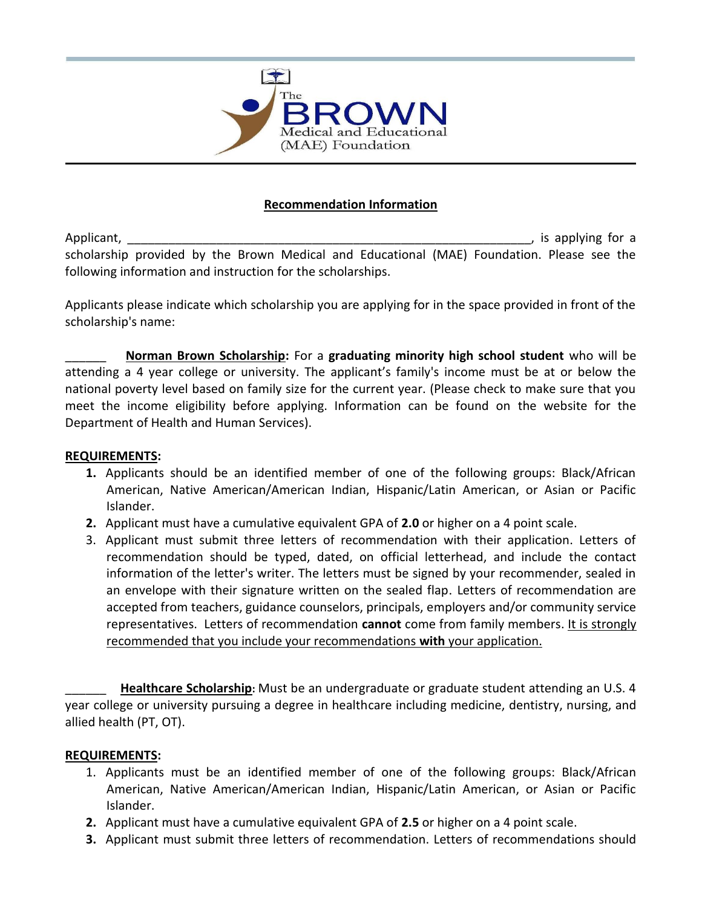The BROWN Medical and Educational (MAE) Foundation

## Recommendation Information

Applicant, ____________________________________________________________, is applying for a scholarship provided by the Brown Medical and Educational (MAE) Foundation. Please see the following information and instruction for the scholarships.

Applicants please indicate which scholarship you are applying for in the space provided in front of the scholarship's name:

______ **Norman Brown Scholarship:** For a **graduating minority high school student** who will be attending a 4 year college or university. The applicant's family's income must be at or below the national poverty level based on family size for the current year. (Please check to make sure that you meet the income eligibility before applying. Information can be found on the website for the Department of Health and Human Services).

**REQUIREMENTS:**

1. Applicants should be an identified member of one of the following groups: Black/African American, Native American/American Indian, Hispanic/Latin American, or Asian or Pacific Islander.
2. Applicant must have a cumulative equivalent GPA of **2.0** or higher on a 4 point scale.
3. Applicant must submit three letters of recommendation with their application. Letters of recommendation should be typed, dated, on official letterhead, and include the contact information of the letter's writer. The letters must be signed by your recommender, sealed in an envelope with their signature written on the sealed flap. Letters of recommendation are accepted from teachers, guidance counselors, principals, employers and/or community service representatives. Letters of recommendation **cannot** come from family members. It is strongly recommended that you include your recommendations **with** your application.

______ **Healthcare Scholarship:** Must be an undergraduate or graduate student attending an U.S. 4 year college or university pursuing a degree in healthcare including medicine, dentistry, nursing, and allied health (PT, OT).

**REQUIREMENTS:**

1. Applicants must be an identified member of one of the following groups: Black/African American, Native American/American Indian, Hispanic/Latin American, or Asian or Pacific Islander.
2. Applicant must have a cumulative equivalent GPA of **2.5** or higher on a 4 point scale.
3. Applicant must submit three letters of recommendation. Letters of recommendations should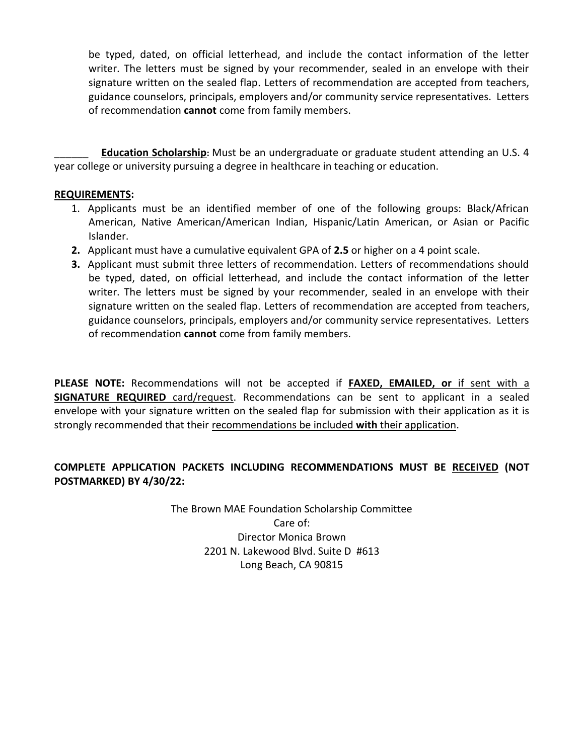be typed, dated, on official letterhead, and include the contact information of the letter writer. The letters must be signed by your recommender, sealed in an envelope with their signature written on the sealed flap. Letters of recommendation are accepted from teachers, guidance counselors, principals, employers and/or community service representatives. Letters of recommendation **cannot** come from family members.

______ **Education Scholarship:** Must be an undergraduate or graduate student attending an U.S. 4 year college or university pursuing a degree in healthcare in teaching or education.

**REQUIREMENTS:**

1. Applicants must be an identified member of one of the following groups: Black/African American, Native American/American Indian, Hispanic/Latin American, or Asian or Pacific Islander.
2. Applicant must have a cumulative equivalent GPA of **2.5** or higher on a 4 point scale.
3. Applicant must submit three letters of recommendation. Letters of recommendations should be typed, dated, on official letterhead, and include the contact information of the letter writer. The letters must be signed by your recommender, sealed in an envelope with their signature written on the sealed flap. Letters of recommendation are accepted from teachers, guidance counselors, principals, employers and/or community service representatives. Letters of recommendation **cannot** come from family members.

**PLEASE NOTE:** Recommendations will not be accepted if **FAXED, EMAILED, or** if sent with a **SIGNATURE REQUIRED** card/request. Recommendations can be sent to applicant in a sealed envelope with your signature written on the sealed flap for submission with their application as it is strongly recommended that their recommendations be included **with** their application.

**COMPLETE APPLICATION PACKETS INCLUDING RECOMMENDATIONS MUST BE RECEIVED (NOT POSTMARKED) BY 4/30/22:**

The Brown MAE Foundation Scholarship Committee
Care of:
Director Monica Brown
2201 N. Lakewood Blvd. Suite D #613
Long Beach, CA 90815